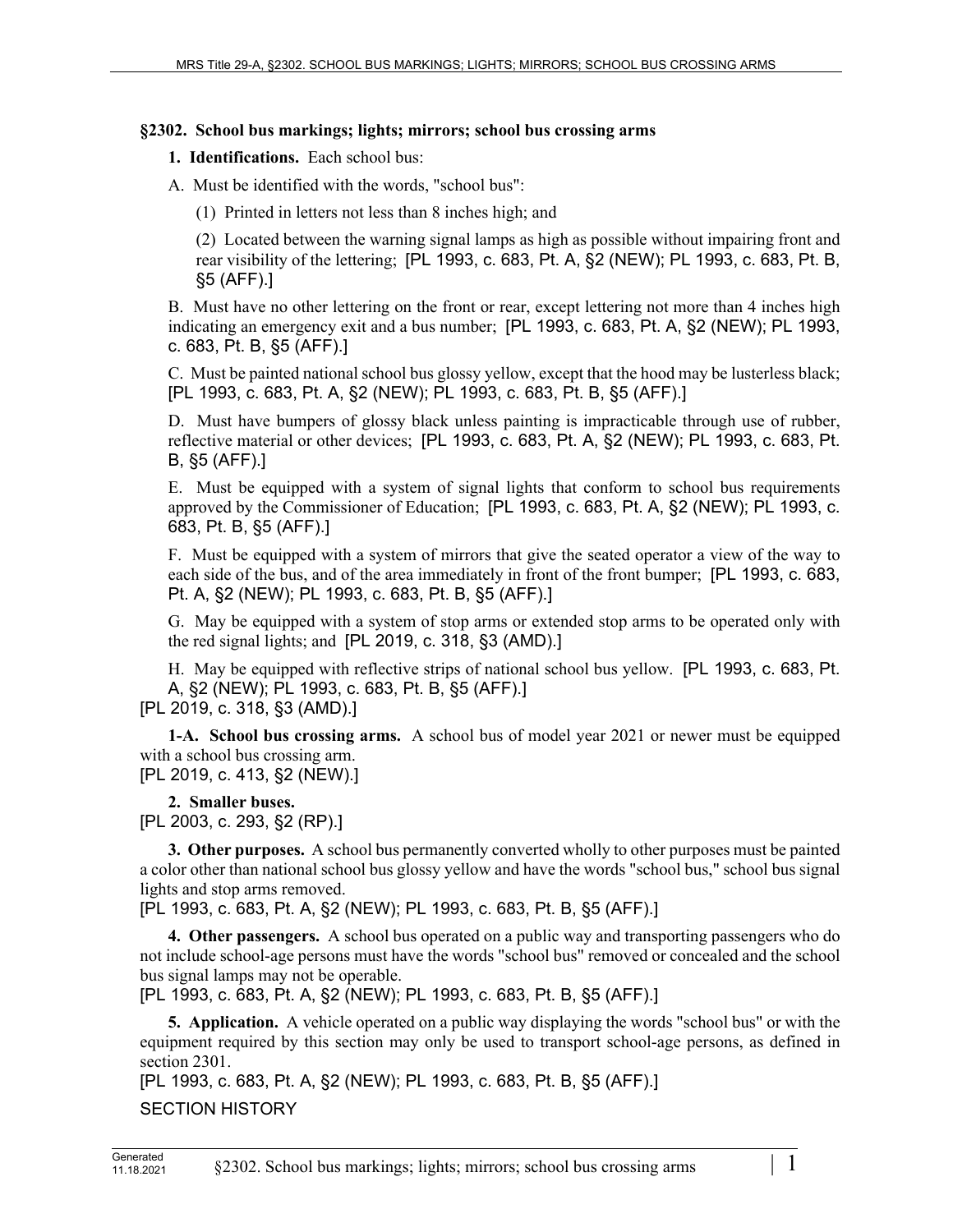## §2302. School bus markings; lights; mirrors; school bus crossing arms

**1. Identifications.** Each school bus:

A. Must be identified with the words, "school bus":

(1) Printed in letters not less than 8 inches high; and

(2) Located between the warning signal lamps as high as possible without impairing front and rear visibility of the lettering; [PL 1993, c. 683, Pt. A, §2 (NEW); PL 1993, c. 683, Pt. B, §5 (AFF).]

B. Must have no other lettering on the front or rear, except lettering not more than 4 inches high indicating an emergency exit and a bus number; [PL 1993, c. 683, Pt. A, §2 (NEW); PL 1993, c. 683, Pt. B, §5 (AFF).]

C. Must be painted national school bus glossy yellow, except that the hood may be lusterless black; [PL 1993, c. 683, Pt. A, §2 (NEW); PL 1993, c. 683, Pt. B, §5 (AFF).]

D. Must have bumpers of glossy black unless painting is impracticable through use of rubber, reflective material or other devices; [PL 1993, c. 683, Pt. A, §2 (NEW); PL 1993, c. 683, Pt. B, §5 (AFF).]

E. Must be equipped with a system of signal lights that conform to school bus requirements approved by the Commissioner of Education; [PL 1993, c. 683, Pt. A, §2 (NEW); PL 1993, c. 683, Pt. B, §5 (AFF).]

F. Must be equipped with a system of mirrors that give the seated operator a view of the way to each side of the bus, and of the area immediately in front of the front bumper; [PL 1993, c. 683, Pt. A, §2 (NEW); PL 1993, c. 683, Pt. B, §5 (AFF).]

G. May be equipped with a system of stop arms or extended stop arms to be operated only with the red signal lights; and [PL 2019, c. 318, §3 (AMD).]

H. May be equipped with reflective strips of national school bus yellow. [PL 1993, c. 683, Pt. A, §2 (NEW); PL 1993, c. 683, Pt. B, §5 (AFF).]

[PL 2019, c. 318, §3 (AMD).]

**1-A. School bus crossing arms.** A school bus of model year 2021 or newer must be equipped with a school bus crossing arm.

[PL 2019, c. 413, §2 (NEW).]

**2. Smaller buses.**

[PL 2003, c. 293, §2 (RP).]

**3. Other purposes.** A school bus permanently converted wholly to other purposes must be painted a color other than national school bus glossy yellow and have the words "school bus," school bus signal lights and stop arms removed.

[PL 1993, c. 683, Pt. A, §2 (NEW); PL 1993, c. 683, Pt. B, §5 (AFF).]

**4. Other passengers.** A school bus operated on a public way and transporting passengers who do not include school-age persons must have the words "school bus" removed or concealed and the school bus signal lamps may not be operable.

[PL 1993, c. 683, Pt. A, §2 (NEW); PL 1993, c. 683, Pt. B, §5 (AFF).]

**5. Application.** A vehicle operated on a public way displaying the words "school bus" or with the equipment required by this section may only be used to transport school-age persons, as defined in section 2301.

[PL 1993, c. 683, Pt. A, §2 (NEW); PL 1993, c. 683, Pt. B, §5 (AFF).]

SECTION HISTORY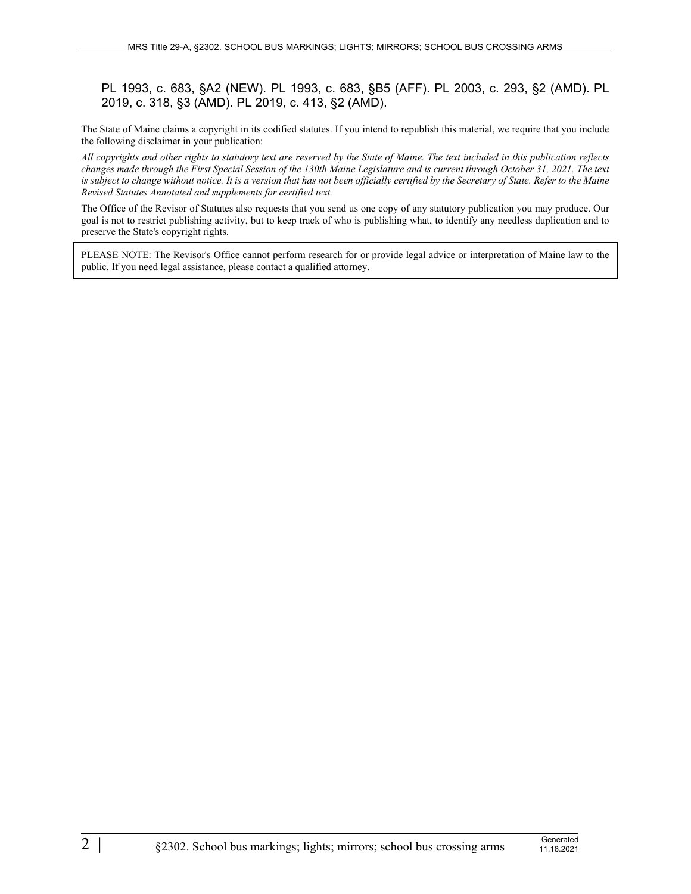PL 1993, c. 683, §A2 (NEW). PL 1993, c. 683, §B5 (AFF). PL 2003, c. 293, §2 (AMD). PL 2019, c. 318, §3 (AMD). PL 2019, c. 413, §2 (AMD).

The State of Maine claims a copyright in its codified statutes. If you intend to republish this material, we require that you include the following disclaimer in your publication:

*All copyrights and other rights to statutory text are reserved by the State of Maine. The text included in this publication reflects changes made through the First Special Session of the 130th Maine Legislature and is current through October 31, 2021. The text is subject to change without notice. It is a version that has not been officially certified by the Secretary of State. Refer to the Maine Revised Statutes Annotated and supplements for certified text.*

The Office of the Revisor of Statutes also requests that you send us one copy of any statutory publication you may produce. Our goal is not to restrict publishing activity, but to keep track of who is publishing what, to identify any needless duplication and to preserve the State's copyright rights.

PLEASE NOTE: The Revisor's Office cannot perform research for or provide legal advice or interpretation of Maine law to the public. If you need legal assistance, please contact a qualified attorney.